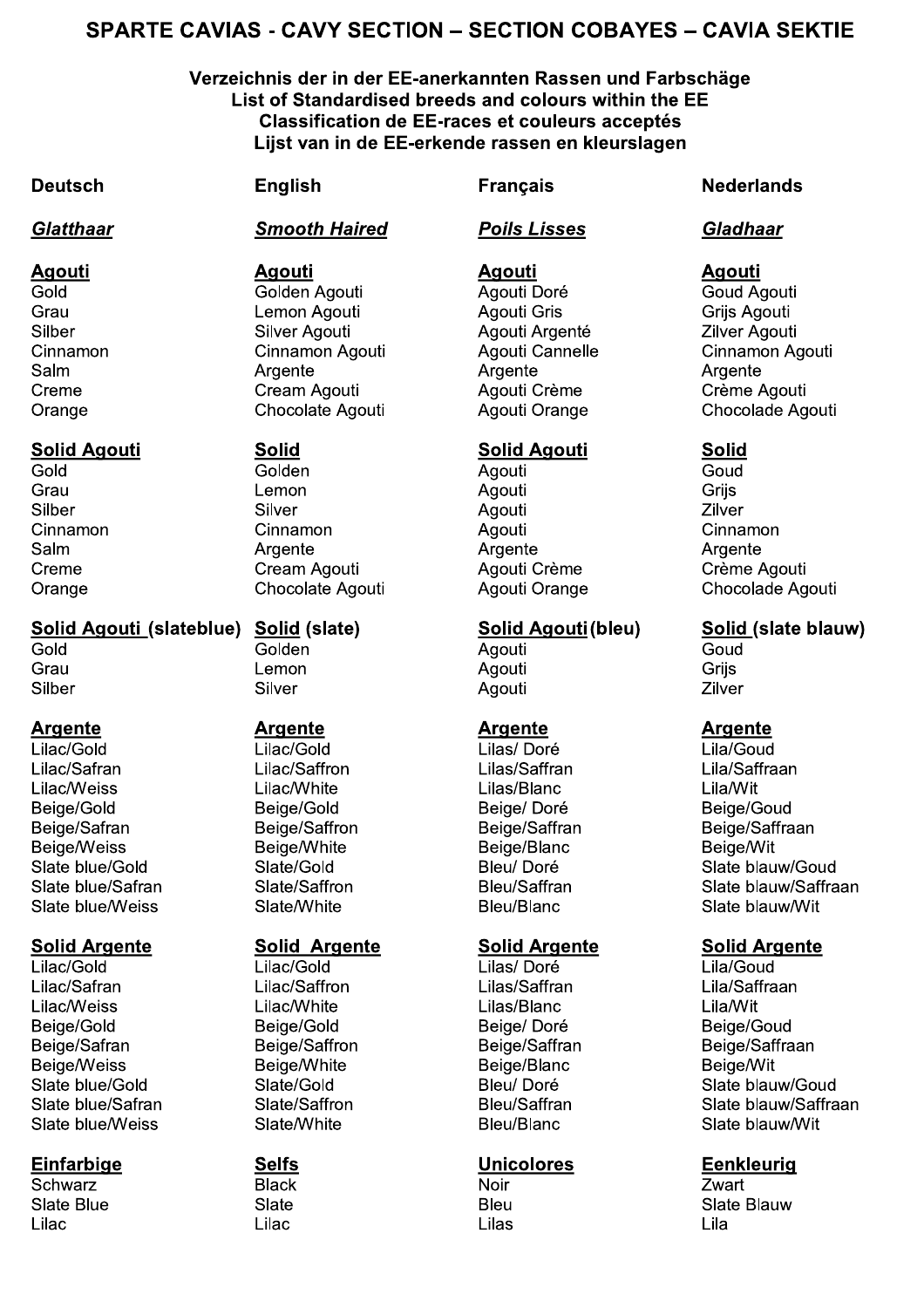# SPARTE CAVIAS - CAVY SECTION – SECTION COBAYES – CAVIA SEKTIE

**Verzeichnis der in der EE-anerkannten Rassen und Farbschäge**
**List of Standardised breeds and colours within the EE**
**Classification de EE-races et couleurs acceptés**
**Lijst van in de EE-erkende rassen en kleurslagen**

| Deutsch | English | Français | Nederlands |
|---|---|---|---|
| ***Glatthaar*** | ***Smooth Haired*** | ***Poils Lisses*** | ***Gladhaar*** |
| **Agouti** | **Agouti** | **Agouti** | **Agouti** |
| Gold | Golden Agouti | Agouti Doré | Goud Agouti |
| Grau | Lemon Agouti | Agouti Gris | Grijs Agouti |
| Silber | Silver Agouti | Agouti Argenté | Zilver Agouti |
| Cinnamon | Cinnamon Agouti | Agouti Cannelle | Cinnamon Agouti |
| Salm | Argente | Argente | Argente |
| Creme | Cream Agouti | Agouti Crème | Crème Agouti |
| Orange | Chocolate Agouti | Agouti Orange | Chocolade Agouti |
| **Solid Agouti** | **Solid** | **Solid Agouti** | **Solid** |
| Gold | Golden | Agouti | Goud |
| Grau | Lemon | Agouti | Grijs |
| Silber | Silver | Agouti | Zilver |
| Cinnamon | Cinnamon | Agouti | Cinnamon |
| Salm | Argente | Argente | Argente |
| Creme | Cream Agouti | Agouti Crème | Crème Agouti |
| Orange | Chocolate Agouti | Agouti Orange | Chocolade Agouti |
| **Solid Agouti (slateblue)** | **Solid (slate)** | **Solid Agouti (bleu)** | **Solid (slate blauw)** |
| Gold | Golden | Agouti | Goud |
| Grau | Lemon | Agouti | Grijs |
| Silber | Silver | Agouti | Zilver |
| **Argente** | **Argente** | **Argente** | **Argente** |
| Lilac/Gold | Lilac/Gold | Lilas/ Doré | Lila/Goud |
| Lilac/Safran | Lilac/Saffron | Lilas/Saffran | Lila/Saffraan |
| Lilac/Weiss | Lilac/White | Lilas/Blanc | Lila/Wit |
| Beige/Gold | Beige/Gold | Beige/ Doré | Beige/Goud |
| Beige/Safran | Beige/Saffron | Beige/Saffran | Beige/Saffraan |
| Beige/Weiss | Beige/White | Beige/Blanc | Beige/Wit |
| Slate blue/Gold | Slate/Gold | Bleu/ Doré | Slate blauw/Goud |
| Slate blue/Safran | Slate/Saffron | Bleu/Saffran | Slate blauw/Saffraan |
| Slate blue/Weiss | Slate/White | Bleu/Blanc | Slate blauw/Wit |
| **Solid Argente** | **Solid Argente** | **Solid Argente** | **Solid Argente** |
| Lilac/Gold | Lilac/Gold | Lilas/ Doré | Lila/Goud |
| Lilac/Safran | Lilac/Saffron | Lilas/Saffran | Lila/Saffraan |
| Lilac/Weiss | Lilac/White | Lilas/Blanc | Lila/Wit |
| Beige/Gold | Beige/Gold | Beige/ Doré | Beige/Goud |
| Beige/Safran | Beige/Saffron | Beige/Saffran | Beige/Saffraan |
| Beige/Weiss | Beige/White | Beige/Blanc | Beige/Wit |
| Slate blue/Gold | Slate/Gold | Bleu/ Doré | Slate blauw/Goud |
| Slate blue/Safran | Slate/Saffron | Bleu/Saffran | Slate blauw/Saffraan |
| Slate blue/Weiss | Slate/White | Bleu/Blanc | Slate blauw/Wit |
| **Einfarbige** | **Selfs** | **Unicolores** | **Eenkleurig** |
| Schwarz | Black | Noir | Zwart |
| Slate Blue | Slate | Bleu | Slate Blauw |
| Lilac | Lilac | Lilas | Lila |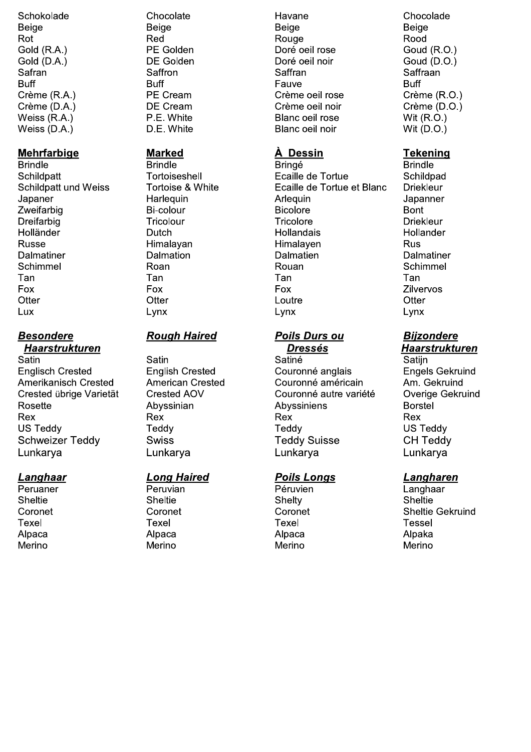| | | | |
|---|---|---|---|
| Schokolade | Chocolate | Havane | Chocolade |
| Beige | Beige | Beige | Beige |
| Rot | Red | Rouge | Rood |
| Gold (R.A.) | PE Golden | Doré oeil rose | Goud (R.O.) |
| Gold (D.A.) | DE Golden | Doré oeil noir | Goud (D.O.) |
| Safran | Saffron | Saffran | Saffraan |
| Buff | Buff | Fauve | Buff |
| Crème (R.A.) | PE Cream | Crème oeil rose | Crème (R.O.) |
| Crème (D.A.) | DE Cream | Crème oeil noir | Crème (D.O.) |
| Weiss (R.A.) | P.E. White | Blanc oeil rose | Wit (R.O.) |
| Weiss (D.A.) | D.E. White | Blanc oeil noir | Wit (D.O.) |
| **Mehrfarbige** | **Marked** | **À Dessin** | **Tekening** |
| Brindle | Brindle | Bringé | Brindle |
| Schildpatt | Tortoiseshell | Ecaille de Tortue | Schildpad |
| Schildpatt und Weiss | Tortoise & White | Ecaille de Tortue et Blanc | Driekleur |
| Japaner | Harlequin | Arlequin | Japanner |
| Zweifarbig | Bi-colour | Bicolore | Bont |
| Dreifarbig | Tricolour | Tricolore | Driekleur |
| Holländer | Dutch | Hollandais | Hollander |
| Russe | Himalayan | Himalayen | Rus |
| Dalmatiner | Dalmation | Dalmatien | Dalmatiner |
| Schimmel | Roan | Rouan | Schimmel |
| Tan | Tan | Tan | Tan |
| Fox | Fox | Fox | Zilvervos |
| Otter | Otter | Loutre | Otter |
| Lux | Lynx | Lynx | Lynx |
| ***Besondere Haarstrukturen*** | ***Rough Haired*** | ***Poils Durs ou Dressés*** | ***Bijzondere Haarstrukturen*** |
| Satin | Satin | Satiné | Satijn |
| Englisch Crested | English Crested | Couronné anglais | Engels Gekruind |
| Amerikanisch Crested | American Crested | Couronné américain | Am. Gekruind |
| Crested übrige Varietät | Crested AOV | Couronné autre variété | Overige Gekruind |
| Rosette | Abyssinian | Abyssiniens | Borstel |
| Rex | Rex | Rex | Rex |
| US Teddy | Teddy | Teddy | US Teddy |
| Schweizer Teddy | Swiss | Teddy Suisse | CH Teddy |
| Lunkarya | Lunkarya | Lunkarya | Lunkarya |
| ***Langhaar*** | ***Long Haired*** | ***Poils Longs*** | ***Langharen*** |
| Peruaner | Peruvian | Péruvien | Langhaar |
| Sheltie | Sheltie | Shelty | Sheltie |
| Coronet | Coronet | Coronet | Sheltie Gekruind |
| Texel | Texel | Texel | Tessel |
| Alpaca | Alpaca | Alpaca | Alpaka |
| Merino | Merino | Merino | Merino |